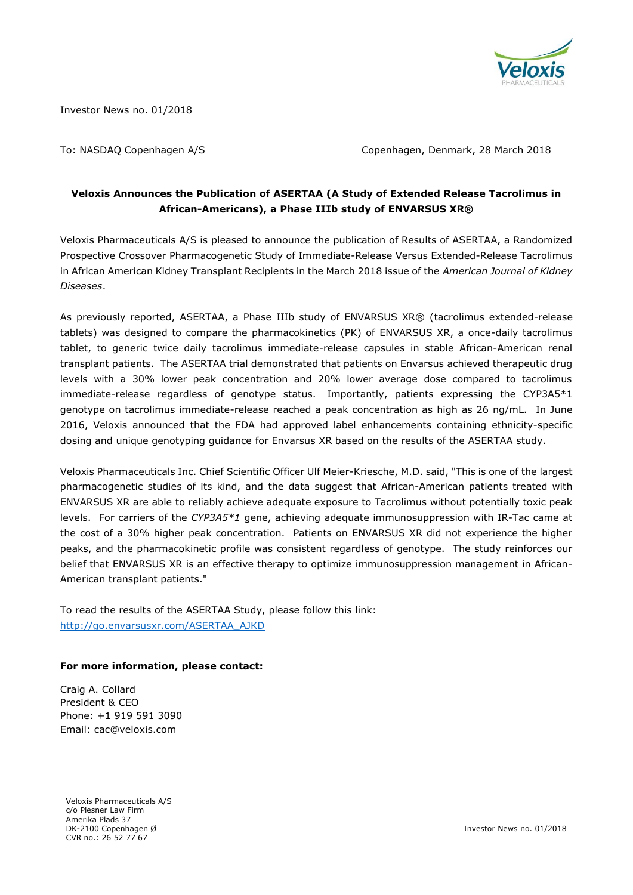Investor News no. 01/2018

To: NASDAQ Copenhagen A/S

Copenhagen, Denmark, 28 March 2018

**Veloxis Announces the Publication of ASERTAA (A Study of Extended Release Tacrolimus in African-Americans), a Phase IIIb study of ENVARSUS XR®**

Veloxis Pharmaceuticals A/S is pleased to announce the publication of Results of ASERTAA, a Randomized Prospective Crossover Pharmacogenetic Study of Immediate-Release Versus Extended-Release Tacrolimus in African American Kidney Transplant Recipients in the March 2018 issue of the *American Journal of Kidney Diseases*.

As previously reported, ASERTAA, a Phase IIIb study of ENVARSUS XR® (tacrolimus extended-release tablets) was designed to compare the pharmacokinetics (PK) of ENVARSUS XR, a once-daily tacrolimus tablet, to generic twice daily tacrolimus immediate-release capsules in stable African-American renal transplant patients. The ASERTAA trial demonstrated that patients on Envarsus achieved therapeutic drug levels with a 30% lower peak concentration and 20% lower average dose compared to tacrolimus immediate-release regardless of genotype status. Importantly, patients expressing the CYP3A5*1 genotype on tacrolimus immediate-release reached a peak concentration as high as 26 ng/mL. In June 2016, Veloxis announced that the FDA had approved label enhancements containing ethnicity-specific dosing and unique genotyping guidance for Envarsus XR based on the results of the ASERTAA study.

Veloxis Pharmaceuticals Inc. Chief Scientific Officer Ulf Meier-Kriesche, M.D. said, "This is one of the largest pharmacogenetic studies of its kind, and the data suggest that African-American patients treated with ENVARSUS XR are able to reliably achieve adequate exposure to Tacrolimus without potentially toxic peak levels. For carriers of the *CYP3A5*1* gene, achieving adequate immunosuppression with IR-Tac came at the cost of a 30% higher peak concentration. Patients on ENVARSUS XR did not experience the higher peaks, and the pharmacokinetic profile was consistent regardless of genotype. The study reinforces our belief that ENVARSUS XR is an effective therapy to optimize immunosuppression management in African-American transplant patients."

To read the results of the ASERTAA Study, please follow this link:
[http://go.envarsusxr.com/ASERTAA_AJKD](http://go.envarsusxr.com/ASERTAA_AJKD)

**For more information, please contact:**

Craig A. Collard
President & CEO
Phone: +1 919 591 3090
Email: cac@veloxis.com

Veloxis Pharmaceuticals A/S
c/o Plesner Law Firm
Amerika Plads 37
DK-2100 Copenhagen Ø
CVR no.: 26 52 77 67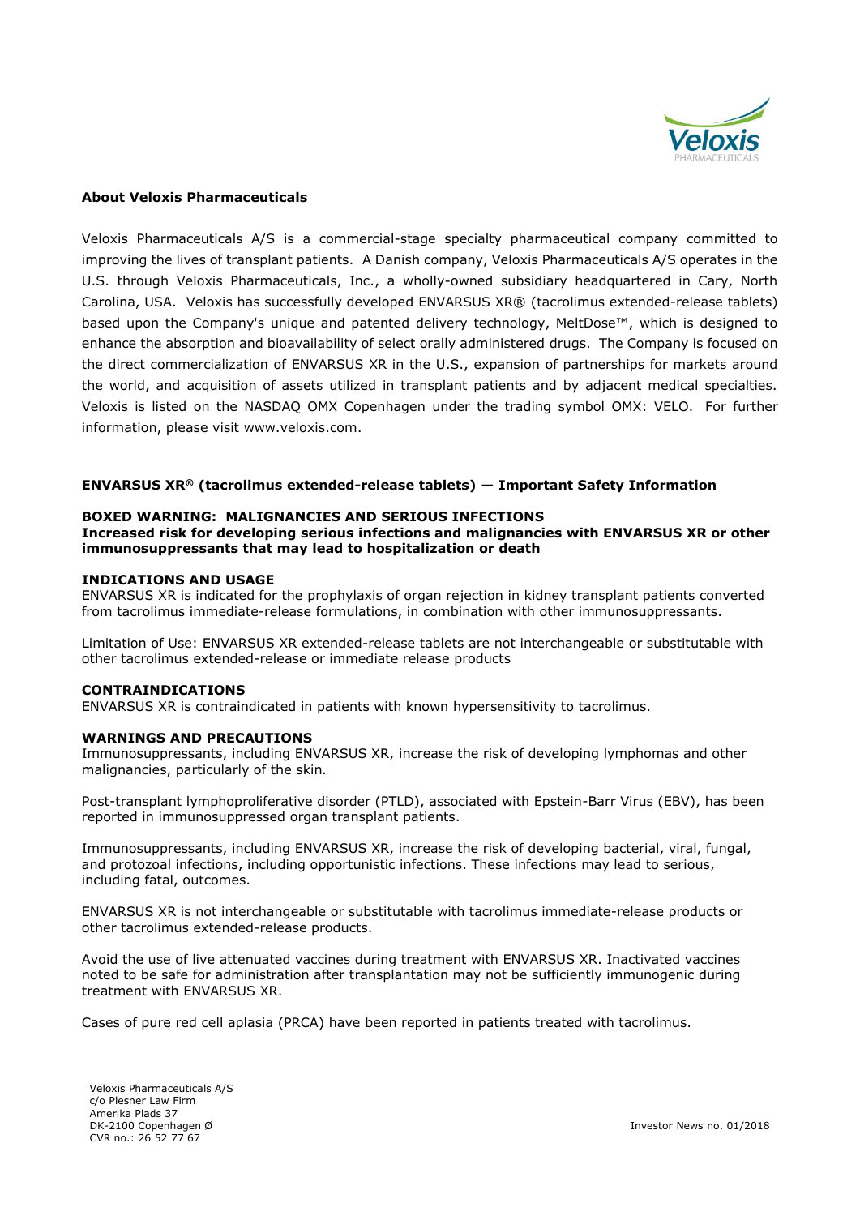**About Veloxis Pharmaceuticals**

Veloxis Pharmaceuticals A/S is a commercial-stage specialty pharmaceutical company committed to improving the lives of transplant patients. A Danish company, Veloxis Pharmaceuticals A/S operates in the U.S. through Veloxis Pharmaceuticals, Inc., a wholly-owned subsidiary headquartered in Cary, North Carolina, USA. Veloxis has successfully developed ENVARSUS XR® (tacrolimus extended-release tablets) based upon the Company's unique and patented delivery technology, MeltDose™, which is designed to enhance the absorption and bioavailability of select orally administered drugs. The Company is focused on the direct commercialization of ENVARSUS XR in the U.S., expansion of partnerships for markets around the world, and acquisition of assets utilized in transplant patients and by adjacent medical specialties. Veloxis is listed on the NASDAQ OMX Copenhagen under the trading symbol OMX: VELO. For further information, please visit www.veloxis.com.

**ENVARSUS XR® (tacrolimus extended-release tablets) — Important Safety Information**

**BOXED WARNING: MALIGNANCIES AND SERIOUS INFECTIONS**
**Increased risk for developing serious infections and malignancies with ENVARSUS XR or other immunosuppressants that may lead to hospitalization or death**

**INDICATIONS AND USAGE**
ENVARSUS XR is indicated for the prophylaxis of organ rejection in kidney transplant patients converted from tacrolimus immediate-release formulations, in combination with other immunosuppressants.

Limitation of Use: ENVARSUS XR extended-release tablets are not interchangeable or substitutable with other tacrolimus extended-release or immediate release products

**CONTRAINDICATIONS**
ENVARSUS XR is contraindicated in patients with known hypersensitivity to tacrolimus.

**WARNINGS AND PRECAUTIONS**
Immunosuppressants, including ENVARSUS XR, increase the risk of developing lymphomas and other malignancies, particularly of the skin.

Post-transplant lymphoproliferative disorder (PTLD), associated with Epstein-Barr Virus (EBV), has been reported in immunosuppressed organ transplant patients.

Immunosuppressants, including ENVARSUS XR, increase the risk of developing bacterial, viral, fungal, and protozoal infections, including opportunistic infections. These infections may lead to serious, including fatal, outcomes.

ENVARSUS XR is not interchangeable or substitutable with tacrolimus immediate-release products or other tacrolimus extended-release products.

Avoid the use of live attenuated vaccines during treatment with ENVARSUS XR. Inactivated vaccines noted to be safe for administration after transplantation may not be sufficiently immunogenic during treatment with ENVARSUS XR.

Cases of pure red cell aplasia (PRCA) have been reported in patients treated with tacrolimus.

Veloxis Pharmaceuticals A/S
c/o Plesner Law Firm
Amerika Plads 37
DK-2100 Copenhagen Ø
CVR no.: 26 52 77 67

Investor News no. 01/2018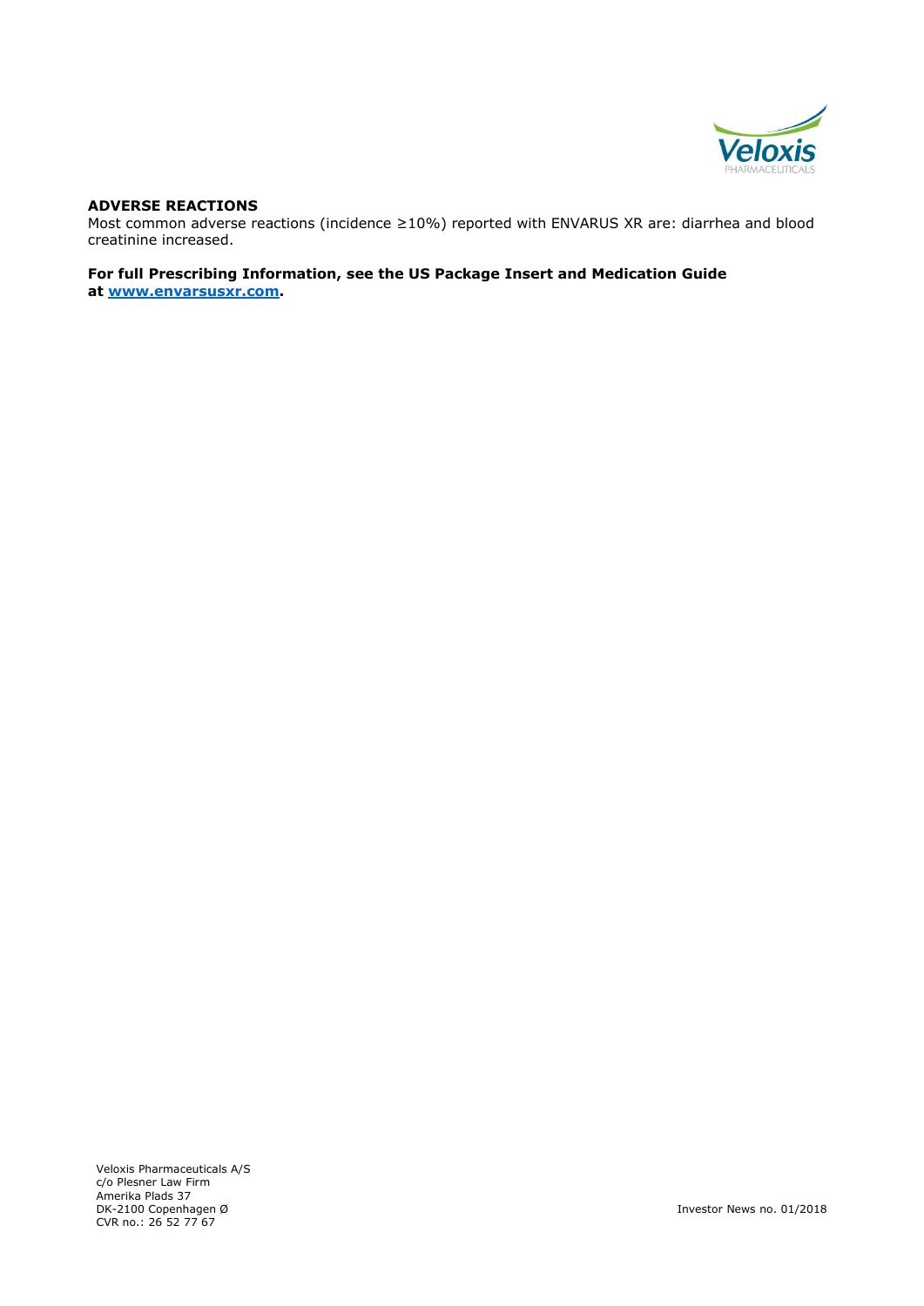**ADVERSE REACTIONS**

Most common adverse reactions (incidence ≥10%) reported with ENVARUS XR are: diarrhea and blood creatinine increased.

**For full Prescribing Information, see the US Package Insert and Medication Guide at [www.envarsusxr.com](http://www.envarsusxr.com).**

Veloxis Pharmaceuticals A/S
c/o Plesner Law Firm
Amerika Plads 37
DK-2100 Copenhagen Ø
CVR no.: 26 52 77 67

Investor News no. 01/2018